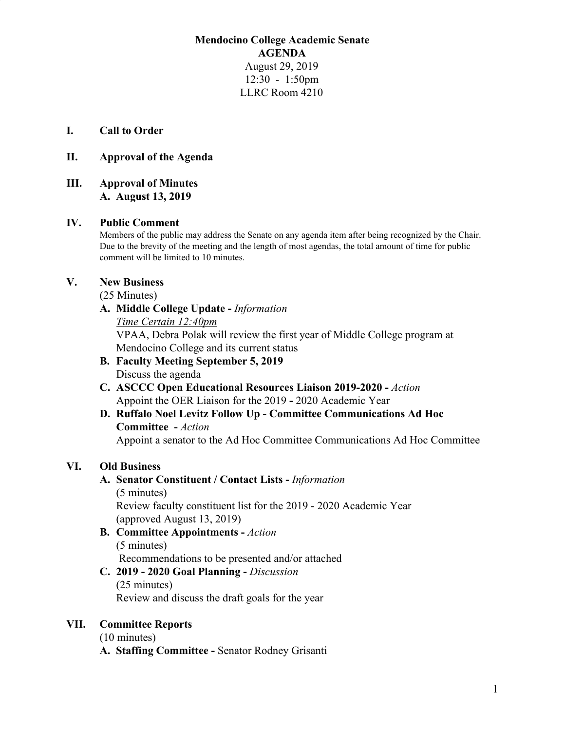**Mendocino College Academic Senate**
**AGENDA**
August 29, 2019
12:30 - 1:50pm
LLRC Room 4210

**I. Call to Order**

**II. Approval of the Agenda**

**III. Approval of Minutes**
**A. August 13, 2019**

**IV. Public Comment**
Members of the public may address the Senate on any agenda item after being recognized by the Chair. Due to the brevity of the meeting and the length of most agendas, the total amount of time for public comment will be limited to 10 minutes.

**V. New Business**
(25 Minutes)

**A. Middle College Update -** *Information*
*Time Certain 12:40pm*
VPAA, Debra Polak will review the first year of Middle College program at Mendocino College and its current status

**B. Faculty Meeting September 5, 2019**
Discuss the agenda

**C. ASCCC Open Educational Resources Liaison 2019-2020 -** *Action*
Appoint the OER Liaison for the 2019 - 2020 Academic Year

**D. Ruffalo Noel Levitz Follow Up - Committee Communications Ad Hoc Committee -** *Action*
Appoint a senator to the Ad Hoc Committee Communications Ad Hoc Committee

**VI. Old Business**

**A. Senator Constituent / Contact Lists -** *Information*
(5 minutes)
Review faculty constituent list for the 2019 - 2020 Academic Year (approved August 13, 2019)

**B. Committee Appointments -** *Action*
(5 minutes)
Recommendations to be presented and/or attached

**C. 2019 - 2020 Goal Planning -** *Discussion*
(25 minutes)
Review and discuss the draft goals for the year

**VII. Committee Reports**
(10 minutes)

**A. Staffing Committee -** Senator Rodney Grisanti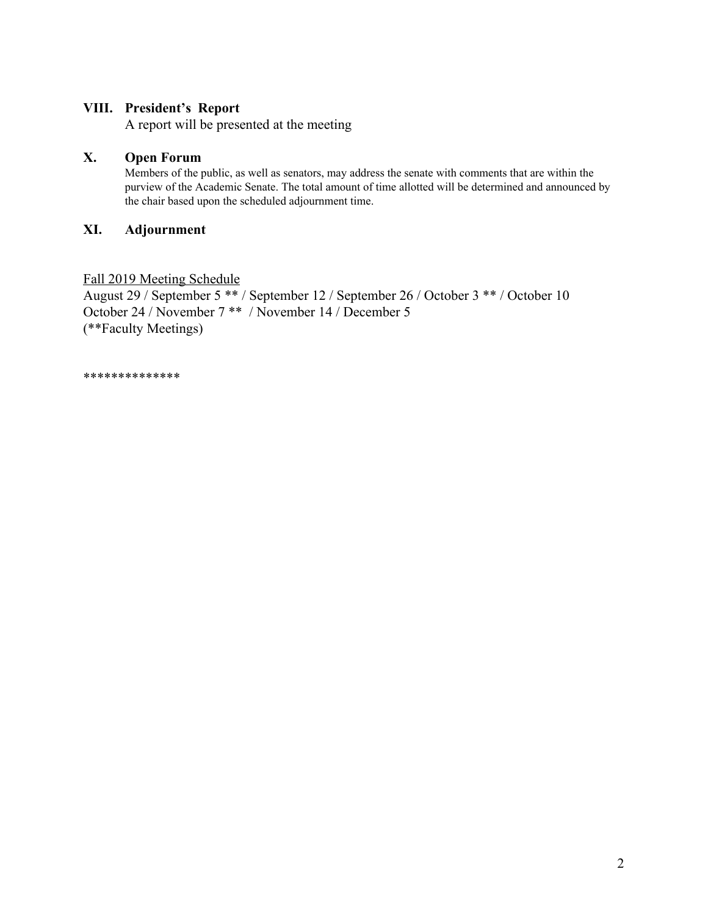## VIII. President's Report

A report will be presented at the meeting

## X. Open Forum

Members of the public, as well as senators, may address the senate with comments that are within the purview of the Academic Senate. The total amount of time allotted will be determined and announced by the chair based upon the scheduled adjournment time.

## XI. Adjournment

<u>Fall 2019 Meeting Schedule</u>

August 29 / September 5 ** / September 12 / September 26 / October 3 ** / October 10
October 24 / November 7 ** / November 14 / December 5
(**Faculty Meetings)

**************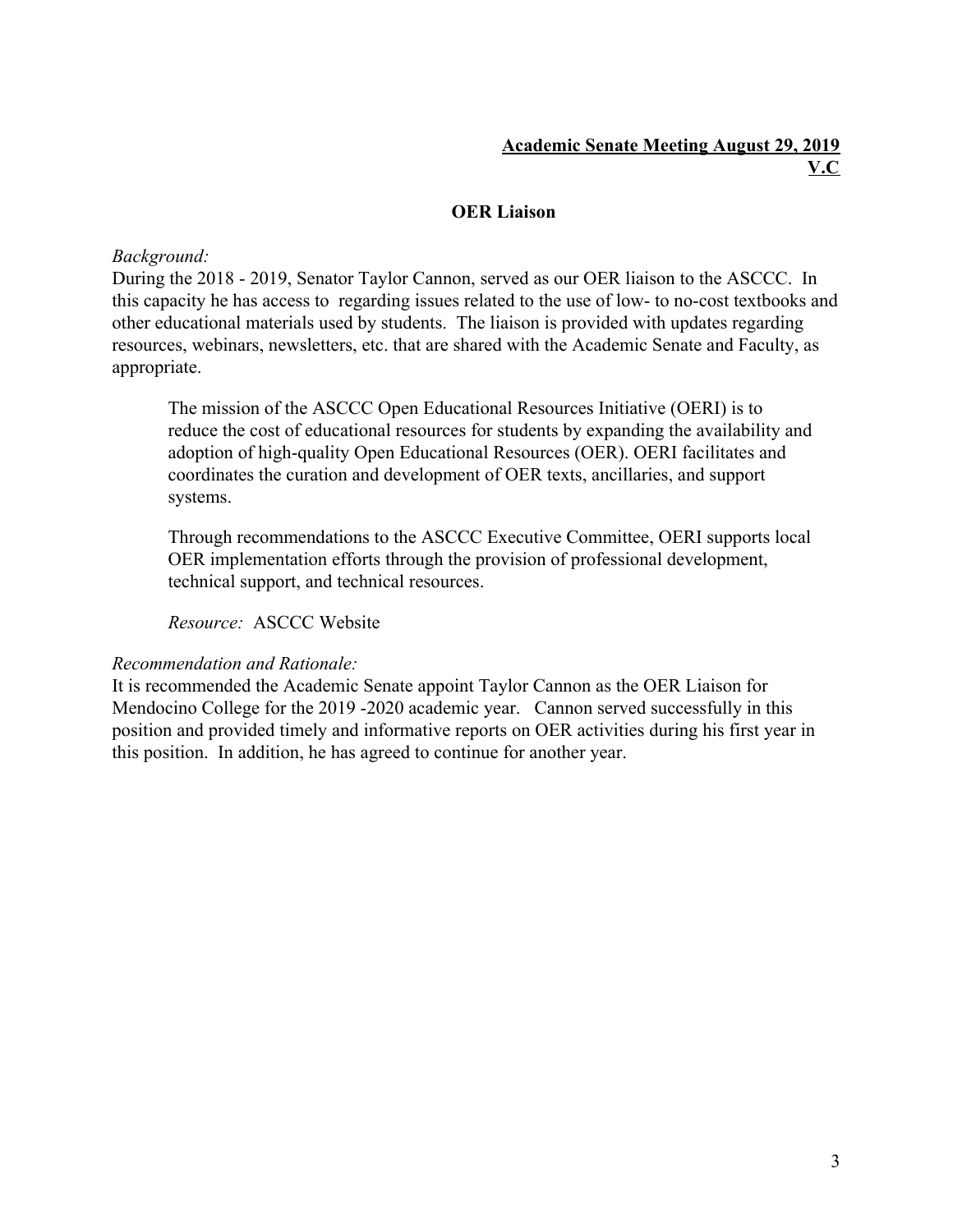**Academic Senate Meeting August 29, 2019**
**V.C**

## OER Liaison

*Background:*
During the 2018 - 2019, Senator Taylor Cannon, served as our OER liaison to the ASCCC. In this capacity he has access to regarding issues related to the use of low- to no-cost textbooks and other educational materials used by students. The liaison is provided with updates regarding resources, webinars, newsletters, etc. that are shared with the Academic Senate and Faculty, as appropriate.

> The mission of the ASCCC Open Educational Resources Initiative (OERI) is to reduce the cost of educational resources for students by expanding the availability and adoption of high-quality Open Educational Resources (OER). OERI facilitates and coordinates the curation and development of OER texts, ancillaries, and support systems.
>
> Through recommendations to the ASCCC Executive Committee, OERI supports local OER implementation efforts through the provision of professional development, technical support, and technical resources.
>
> *Resource:* ASCCC Website

*Recommendation and Rationale:*
It is recommended the Academic Senate appoint Taylor Cannon as the OER Liaison for Mendocino College for the 2019 -2020 academic year. Cannon served successfully in this position and provided timely and informative reports on OER activities during his first year in this position. In addition, he has agreed to continue for another year.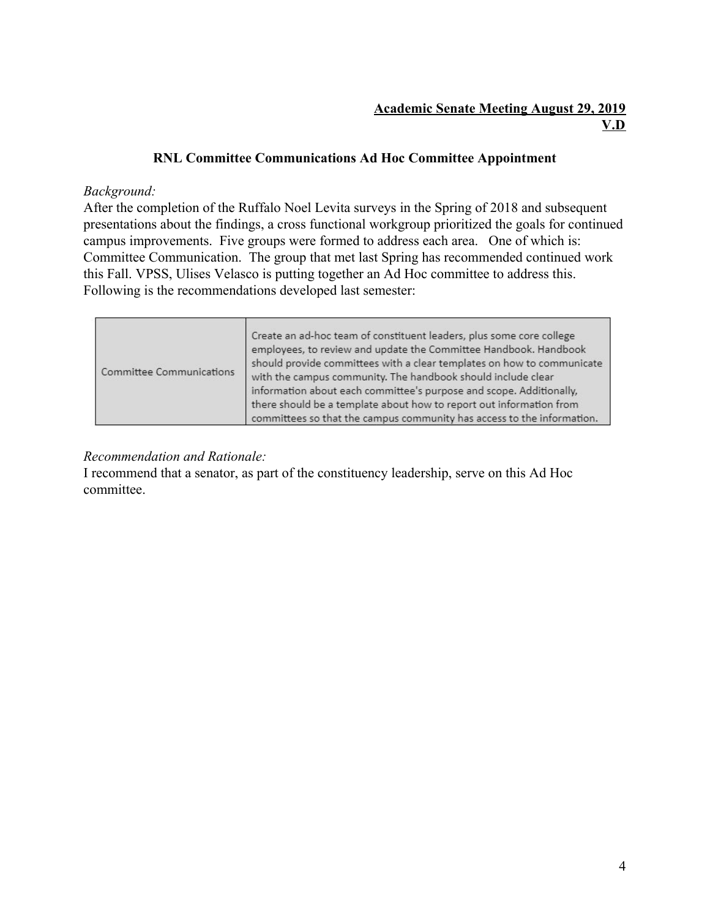**Academic Senate Meeting August 29, 2019**
**V.D**

### RNL Committee Communications Ad Hoc Committee Appointment

*Background:*
After the completion of the Ruffalo Noel Levita surveys in the Spring of 2018 and subsequent presentations about the findings, a cross functional workgroup prioritized the goals for continued campus improvements. Five groups were formed to address each area. One of which is: Committee Communication. The group that met last Spring has recommended continued work this Fall. VPSS, Ulises Velasco is putting together an Ad Hoc committee to address this. Following is the recommendations developed last semester:

| | |
|---|---|
| Committee Communications | Create an ad-hoc team of constituent leaders, plus some core college employees, to review and update the Committee Handbook. Handbook should provide committees with a clear templates on how to communicate with the campus community. The handbook should include clear information about each committee's purpose and scope. Additionally, there should be a template about how to report out information from committees so that the campus community has access to the information. |

*Recommendation and Rationale:*
I recommend that a senator, as part of the constituency leadership, serve on this Ad Hoc committee.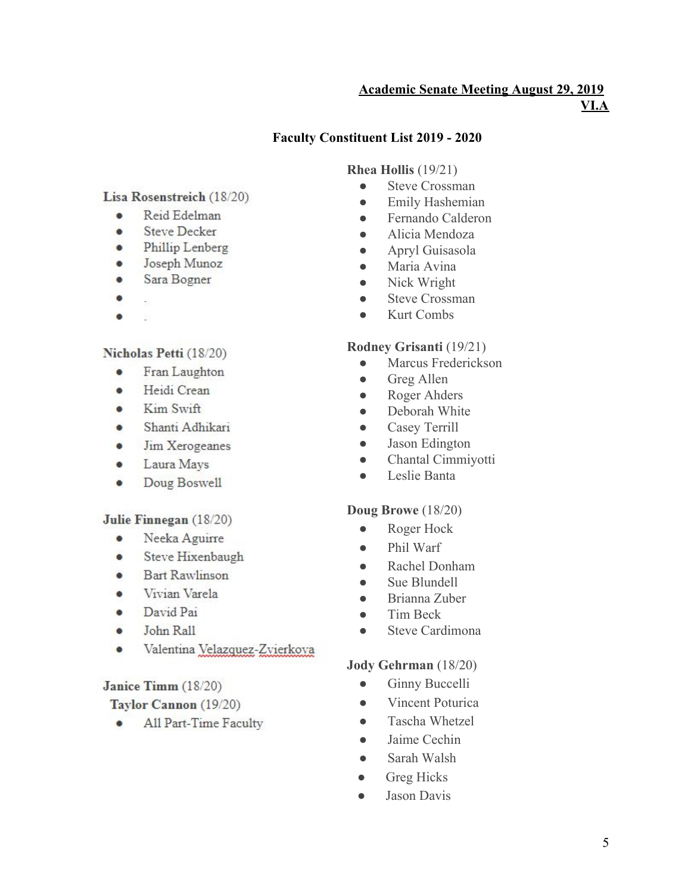**Academic Senate Meeting August 29, 2019**
**VI.A**

**Faculty Constituent List 2019 - 2020**

**Lisa Rosenstreich** (18/20)

- Reid Edelman
- Steve Decker
- Phillip Lenberg
- Joseph Munoz
- Sara Bogner
- .
- .

**Nicholas Petti** (18/20)

- Fran Laughton
- Heidi Crean
- Kim Swift
- Shanti Adhikari
- Jim Xerogeanes
- Laura Mays
- Doug Boswell

**Julie Finnegan** (18/20)

- Neeka Aguirre
- Steve Hixenbaugh
- Bart Rawlinson
- Vivian Varela
- David Pai
- John Rall
- Valentina Velazquez-Zvierkova

**Janice Timm** (18/20)
**Taylor Cannon** (19/20)

- All Part-Time Faculty

**Rhea Hollis** (19/21)

- Steve Crossman
- Emily Hashemian
- Fernando Calderon
- Alicia Mendoza
- Apryl Guisasola
- Maria Avina
- Nick Wright
- Steve Crossman
- Kurt Combs

**Rodney Grisanti** (19/21)

- Marcus Frederickson
- Greg Allen
- Roger Ahders
- Deborah White
- Casey Terrill
- Jason Edington
- Chantal Cimmiyotti
- Leslie Banta

**Doug Browe** (18/20)

- Roger Hock
- Phil Warf
- Rachel Donham
- Sue Blundell
- Brianna Zuber
- Tim Beck
- Steve Cardimona

**Jody Gehrman** (18/20)

- Ginny Buccelli
- Vincent Poturica
- Tascha Whetzel
- Jaime Cechin
- Sarah Walsh
- Greg Hicks
- Jason Davis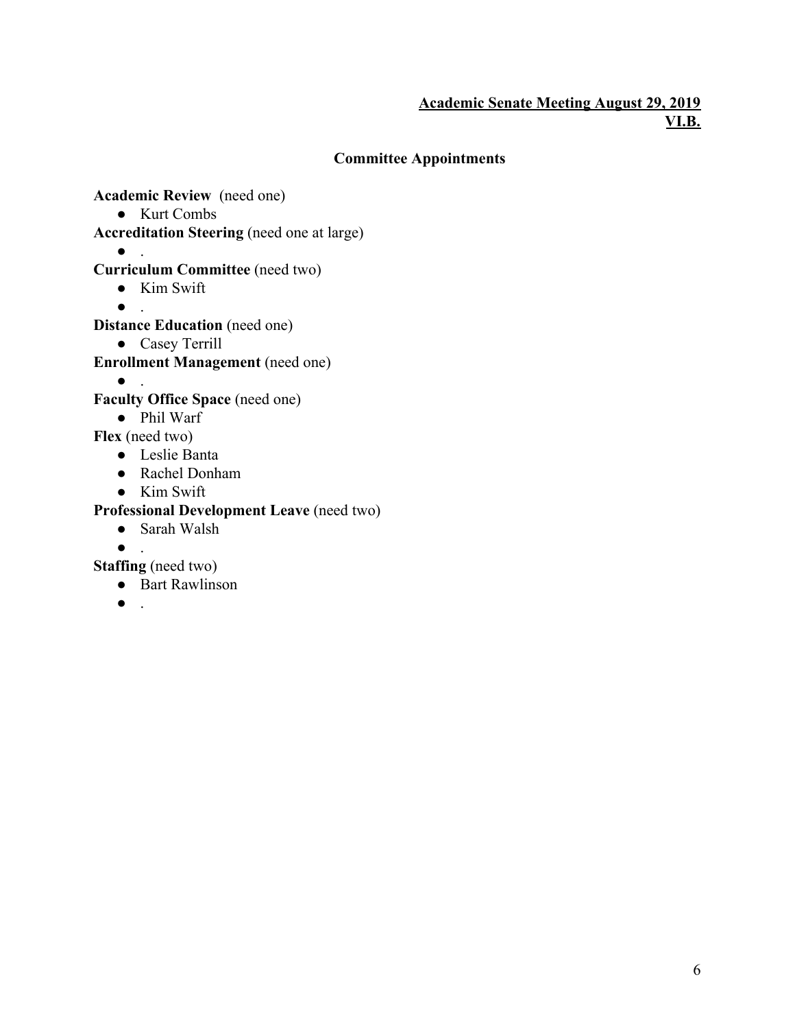**Academic Senate Meeting August 29, 2019**
**VI.B.**

## Committee Appointments

**Academic Review** (need one)
- Kurt Combs

**Accreditation Steering** (need one at large)
- .

**Curriculum Committee** (need two)
- Kim Swift
- .

**Distance Education** (need one)
- Casey Terrill

**Enrollment Management** (need one)
- .

**Faculty Office Space** (need one)
- Phil Warf

**Flex** (need two)
- Leslie Banta
- Rachel Donham
- Kim Swift

**Professional Development Leave** (need two)
- Sarah Walsh
- .

**Staffing** (need two)
- Bart Rawlinson
- .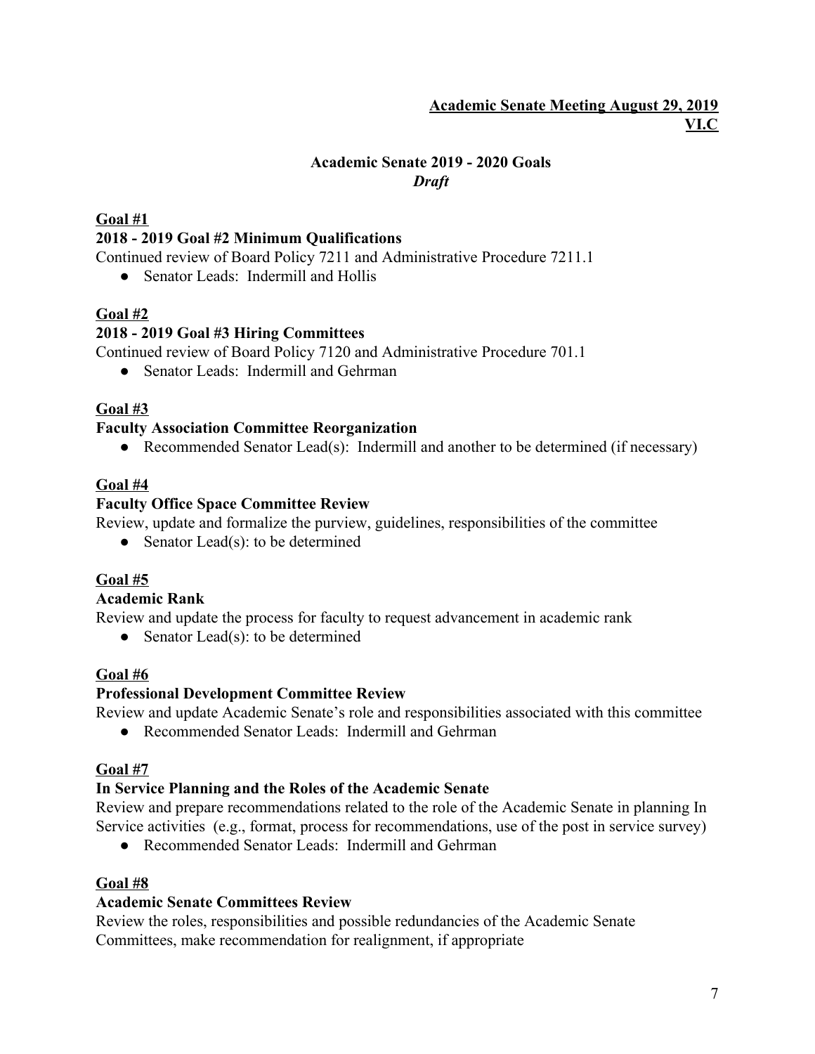**Academic Senate Meeting August 29, 2019**
**VI.C**

# Academic Senate 2019 - 2020 Goals

*Draft*

**Goal #1**

**2018 - 2019 Goal #2 Minimum Qualifications**

Continued review of Board Policy 7211 and Administrative Procedure 7211.1

- Senator Leads: Indermill and Hollis

**Goal #2**

**2018 - 2019 Goal #3 Hiring Committees**

Continued review of Board Policy 7120 and Administrative Procedure 701.1

- Senator Leads: Indermill and Gehrman

**Goal #3**

**Faculty Association Committee Reorganization**

- Recommended Senator Lead(s): Indermill and another to be determined (if necessary)

**Goal #4**

**Faculty Office Space Committee Review**

Review, update and formalize the purview, guidelines, responsibilities of the committee

- Senator Lead(s): to be determined

**Goal #5**

**Academic Rank**

Review and update the process for faculty to request advancement in academic rank

- Senator Lead(s): to be determined

**Goal #6**

**Professional Development Committee Review**

Review and update Academic Senate's role and responsibilities associated with this committee

- Recommended Senator Leads: Indermill and Gehrman

**Goal #7**

**In Service Planning and the Roles of the Academic Senate**

Review and prepare recommendations related to the role of the Academic Senate in planning In Service activities (e.g., format, process for recommendations, use of the post in service survey)

- Recommended Senator Leads: Indermill and Gehrman

**Goal #8**

**Academic Senate Committees Review**

Review the roles, responsibilities and possible redundancies of the Academic Senate Committees, make recommendation for realignment, if appropriate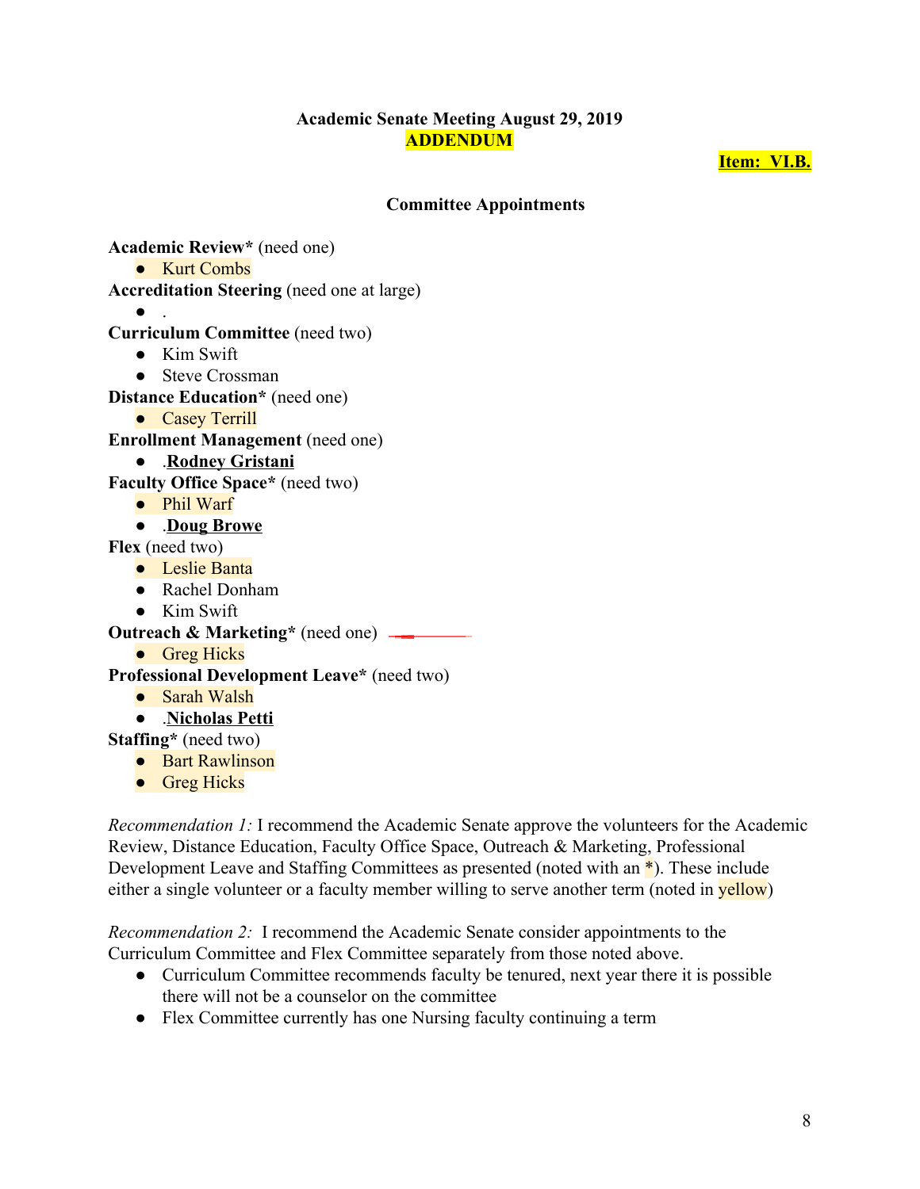**Academic Senate Meeting August 29, 2019**
**ADDENDUM**

**Item: VI.B.**

**Committee Appointments**

**Academic Review*** (need one)
- Kurt Combs

**Accreditation Steering** (need one at large)
- .

**Curriculum Committee** (need two)
- Kim Swift
- Steve Crossman

**Distance Education*** (need one)
- Casey Terrill

**Enrollment Management** (need one)
- .**Rodney Gristani**

**Faculty Office Space*** (need two)
- Phil Warf
- .**Doug Browe**

**Flex** (need two)
- Leslie Banta
- Rachel Donham
- Kim Swift

**Outreach & Marketing*** (need one)
- Greg Hicks

**Professional Development Leave*** (need two)
- Sarah Walsh
- .**Nicholas Petti**

**Staffing*** (need two)
- Bart Rawlinson
- Greg Hicks

*Recommendation 1:* I recommend the Academic Senate approve the volunteers for the Academic Review, Distance Education, Faculty Office Space, Outreach & Marketing, Professional Development Leave and Staffing Committees as presented (noted with an *). These include either a single volunteer or a faculty member willing to serve another term (noted in yellow)

*Recommendation 2:* I recommend the Academic Senate consider appointments to the Curriculum Committee and Flex Committee separately from those noted above.
- Curriculum Committee recommends faculty be tenured, next year there it is possible there will not be a counselor on the committee
- Flex Committee currently has one Nursing faculty continuing a term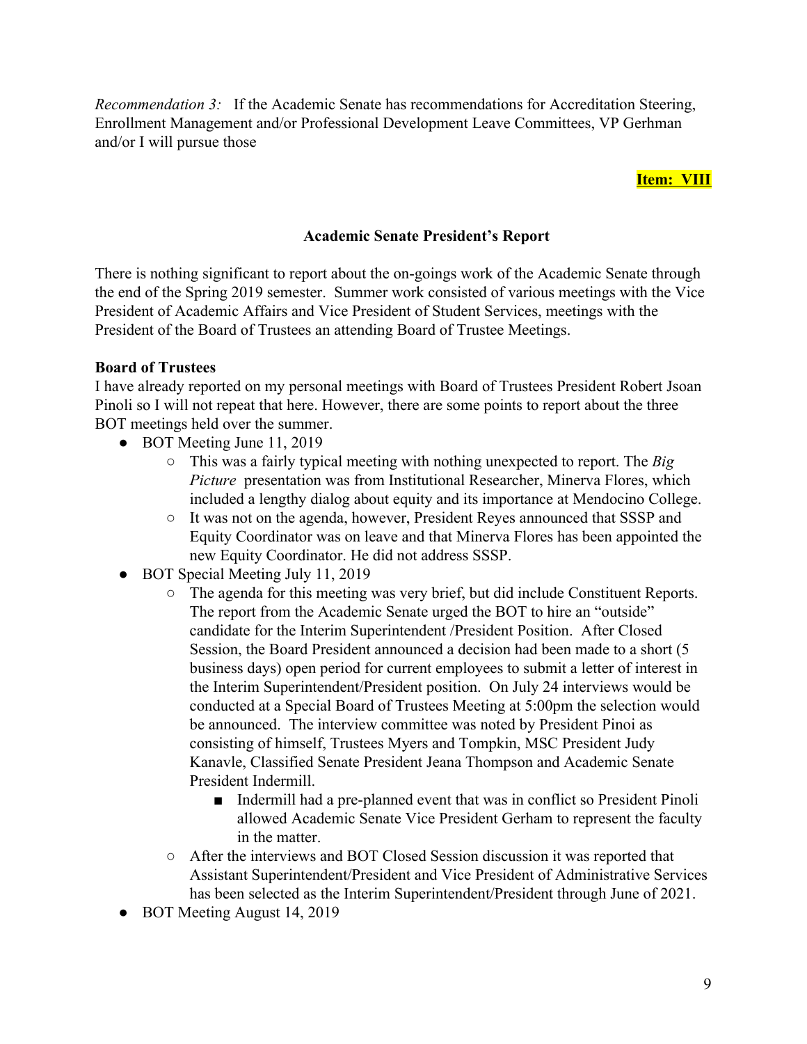*Recommendation 3:* If the Academic Senate has recommendations for Accreditation Steering, Enrollment Management and/or Professional Development Leave Committees, VP Gerhman and/or I will pursue those

**Item: VIII**

**Academic Senate President's Report**

There is nothing significant to report about the on-goings work of the Academic Senate through the end of the Spring 2019 semester. Summer work consisted of various meetings with the Vice President of Academic Affairs and Vice President of Student Services, meetings with the President of the Board of Trustees an attending Board of Trustee Meetings.

**Board of Trustees**

I have already reported on my personal meetings with Board of Trustees President Robert Jsoan Pinoli so I will not repeat that here. However, there are some points to report about the three BOT meetings held over the summer.

- BOT Meeting June 11, 2019
  - This was a fairly typical meeting with nothing unexpected to report. The *Big Picture* presentation was from Institutional Researcher, Minerva Flores, which included a lengthy dialog about equity and its importance at Mendocino College.
  - It was not on the agenda, however, President Reyes announced that SSSP and Equity Coordinator was on leave and that Minerva Flores has been appointed the new Equity Coordinator. He did not address SSSP.
- BOT Special Meeting July 11, 2019
  - The agenda for this meeting was very brief, but did include Constituent Reports. The report from the Academic Senate urged the BOT to hire an "outside" candidate for the Interim Superintendent /President Position. After Closed Session, the Board President announced a decision had been made to a short (5 business days) open period for current employees to submit a letter of interest in the Interim Superintendent/President position. On July 24 interviews would be conducted at a Special Board of Trustees Meeting at 5:00pm the selection would be announced. The interview committee was noted by President Pinoi as consisting of himself, Trustees Myers and Tompkin, MSC President Judy Kanavle, Classified Senate President Jeana Thompson and Academic Senate President Indermill.
    - Indermill had a pre-planned event that was in conflict so President Pinoli allowed Academic Senate Vice President Gerham to represent the faculty in the matter.
  - After the interviews and BOT Closed Session discussion it was reported that Assistant Superintendent/President and Vice President of Administrative Services has been selected as the Interim Superintendent/President through June of 2021.
- BOT Meeting August 14, 2019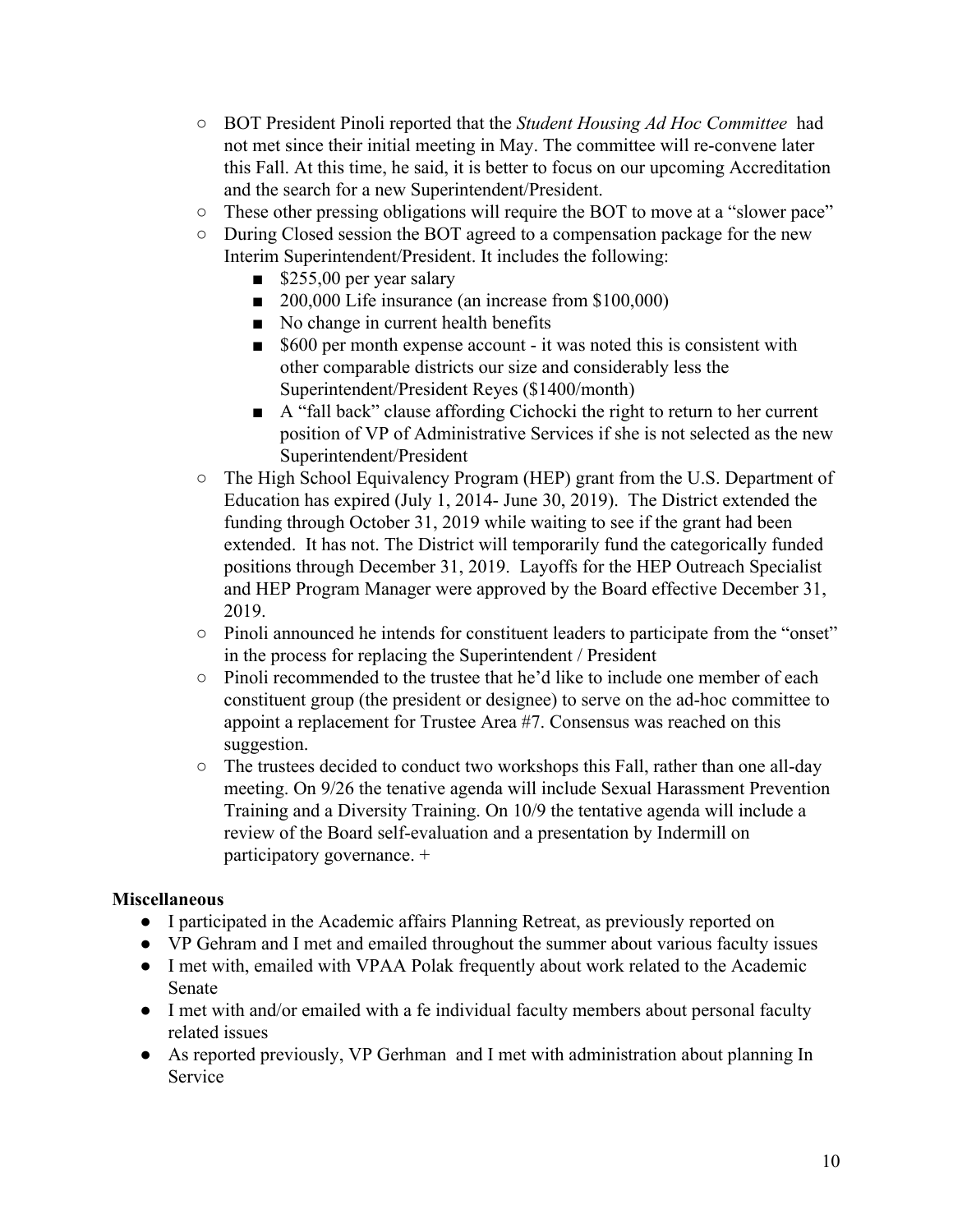- BOT President Pinoli reported that the *Student Housing Ad Hoc Committee* had not met since their initial meeting in May. The committee will re-convene later this Fall. At this time, he said, it is better to focus on our upcoming Accreditation and the search for a new Superintendent/President.
- These other pressing obligations will require the BOT to move at a "slower pace"
- During Closed session the BOT agreed to a compensation package for the new Interim Superintendent/President. It includes the following:
  - $255,00 per year salary
  - 200,000 Life insurance (an increase from $100,000)
  - No change in current health benefits
  - $600 per month expense account - it was noted this is consistent with other comparable districts our size and considerably less the Superintendent/President Reyes ($1400/month)
  - A "fall back" clause affording Cichocki the right to return to her current position of VP of Administrative Services if she is not selected as the new Superintendent/President
- The High School Equivalency Program (HEP) grant from the U.S. Department of Education has expired (July 1, 2014- June 30, 2019). The District extended the funding through October 31, 2019 while waiting to see if the grant had been extended. It has not. The District will temporarily fund the categorically funded positions through December 31, 2019. Layoffs for the HEP Outreach Specialist and HEP Program Manager were approved by the Board effective December 31, 2019.
- Pinoli announced he intends for constituent leaders to participate from the "onset" in the process for replacing the Superintendent / President
- Pinoli recommended to the trustee that he'd like to include one member of each constituent group (the president or designee) to serve on the ad-hoc committee to appoint a replacement for Trustee Area #7. Consensus was reached on this suggestion.
- The trustees decided to conduct two workshops this Fall, rather than one all-day meeting. On 9/26 the tenative agenda will include Sexual Harassment Prevention Training and a Diversity Training. On 10/9 the tentative agenda will include a review of the Board self-evaluation and a presentation by Indermill on participatory governance. +

**Miscellaneous**

- I participated in the Academic affairs Planning Retreat, as previously reported on
- VP Gehram and I met and emailed throughout the summer about various faculty issues
- I met with, emailed with VPAA Polak frequently about work related to the Academic Senate
- I met with and/or emailed with a fe individual faculty members about personal faculty related issues
- As reported previously, VP Gerhman and I met with administration about planning In Service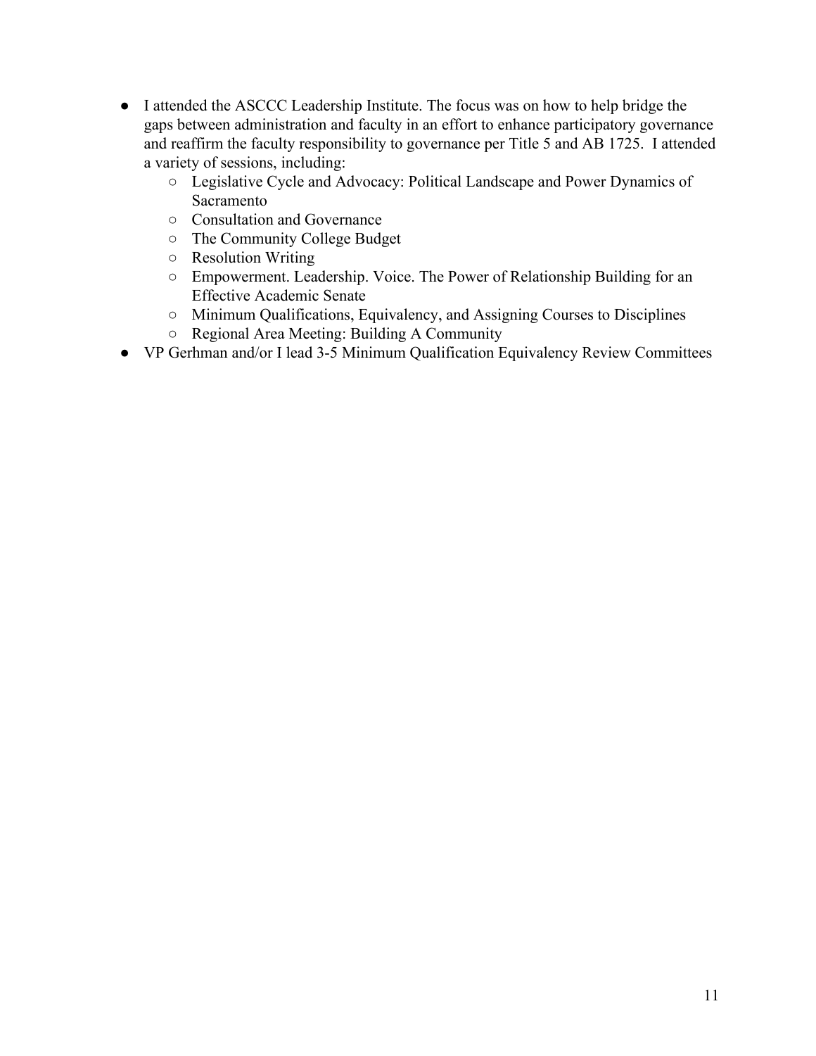- I attended the ASCCC Leadership Institute. The focus was on how to help bridge the gaps between administration and faculty in an effort to enhance participatory governance and reaffirm the faculty responsibility to governance per Title 5 and AB 1725. I attended a variety of sessions, including:
    - Legislative Cycle and Advocacy: Political Landscape and Power Dynamics of Sacramento
    - Consultation and Governance
    - The Community College Budget
    - Resolution Writing
    - Empowerment. Leadership. Voice. The Power of Relationship Building for an Effective Academic Senate
    - Minimum Qualifications, Equivalency, and Assigning Courses to Disciplines
    - Regional Area Meeting: Building A Community
- VP Gerhman and/or I lead 3-5 Minimum Qualification Equivalency Review Committees